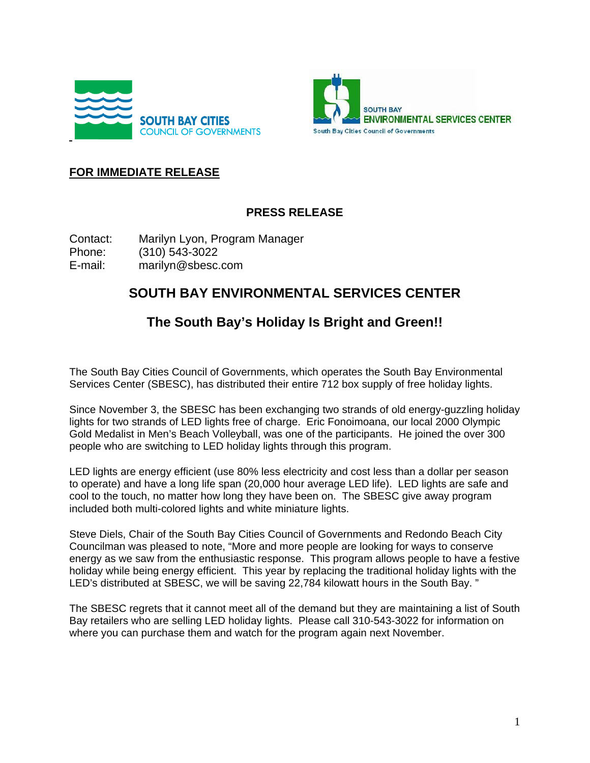SOUTH BAY CITIES COUNCIL OF GOVERNMENTS

SOUTH BAY ENVIRONMENTAL SERVICES CENTER
South Bay Cities Council of Governments

**FOR IMMEDIATE RELEASE**

**PRESS RELEASE**

Contact: Marilyn Lyon, Program Manager
Phone: (310) 543-3022
E-mail: marilyn@sbesc.com

## SOUTH BAY ENVIRONMENTAL SERVICES CENTER

### The South Bay's Holiday Is Bright and Green!!

The South Bay Cities Council of Governments, which operates the South Bay Environmental Services Center (SBESC), has distributed their entire 712 box supply of free holiday lights.

Since November 3, the SBESC has been exchanging two strands of old energy-guzzling holiday lights for two strands of LED lights free of charge. Eric Fonoimoana, our local 2000 Olympic Gold Medalist in Men's Beach Volleyball, was one of the participants. He joined the over 300 people who are switching to LED holiday lights through this program.

LED lights are energy efficient (use 80% less electricity and cost less than a dollar per season to operate) and have a long life span (20,000 hour average LED life). LED lights are safe and cool to the touch, no matter how long they have been on. The SBESC give away program included both multi-colored lights and white miniature lights.

Steve Diels, Chair of the South Bay Cities Council of Governments and Redondo Beach City Councilman was pleased to note, "More and more people are looking for ways to conserve energy as we saw from the enthusiastic response. This program allows people to have a festive holiday while being energy efficient. This year by replacing the traditional holiday lights with the LED's distributed at SBESC, we will be saving 22,784 kilowatt hours in the South Bay. "

The SBESC regrets that it cannot meet all of the demand but they are maintaining a list of South Bay retailers who are selling LED holiday lights. Please call 310-543-3022 for information on where you can purchase them and watch for the program again next November.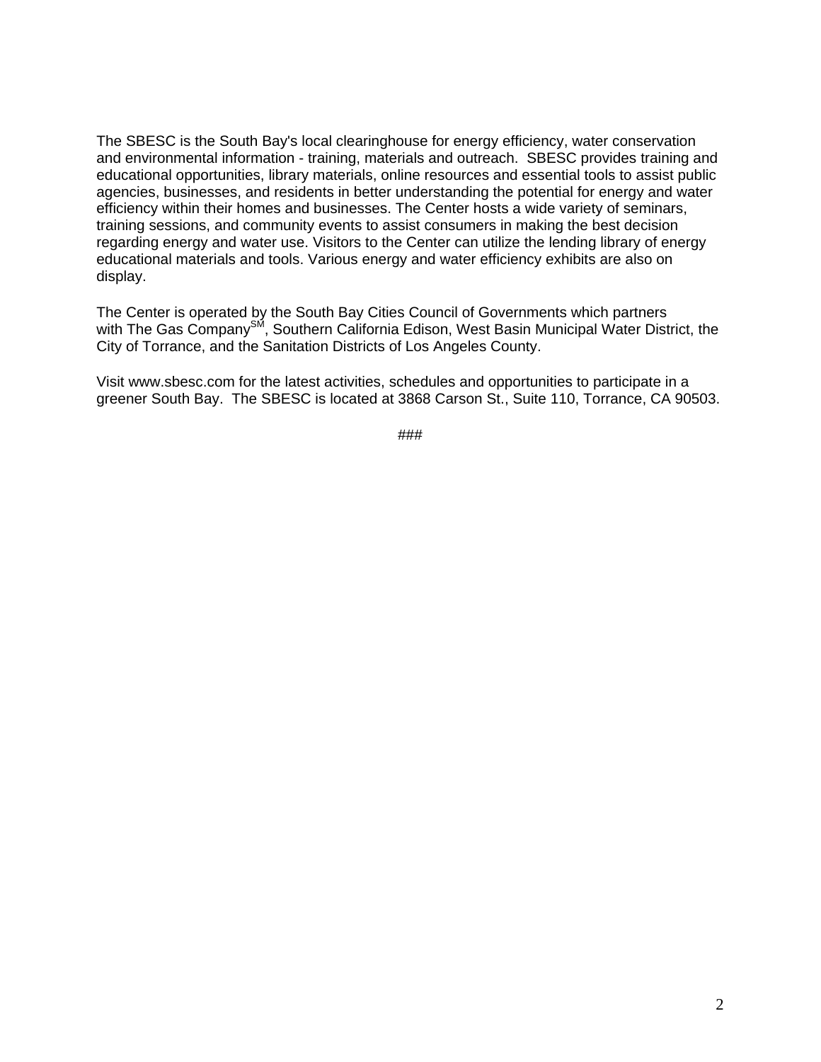The SBESC is the South Bay's local clearinghouse for energy efficiency, water conservation and environmental information - training, materials and outreach. SBESC provides training and educational opportunities, library materials, online resources and essential tools to assist public agencies, businesses, and residents in better understanding the potential for energy and water efficiency within their homes and businesses. The Center hosts a wide variety of seminars, training sessions, and community events to assist consumers in making the best decision regarding energy and water use. Visitors to the Center can utilize the lending library of energy educational materials and tools. Various energy and water efficiency exhibits are also on display.

The Center is operated by the South Bay Cities Council of Governments which partners with The Gas Company[SM], Southern California Edison, West Basin Municipal Water District, the City of Torrance, and the Sanitation Districts of Los Angeles County.

Visit www.sbesc.com for the latest activities, schedules and opportunities to participate in a greener South Bay. The SBESC is located at 3868 Carson St., Suite 110, Torrance, CA 90503.

###